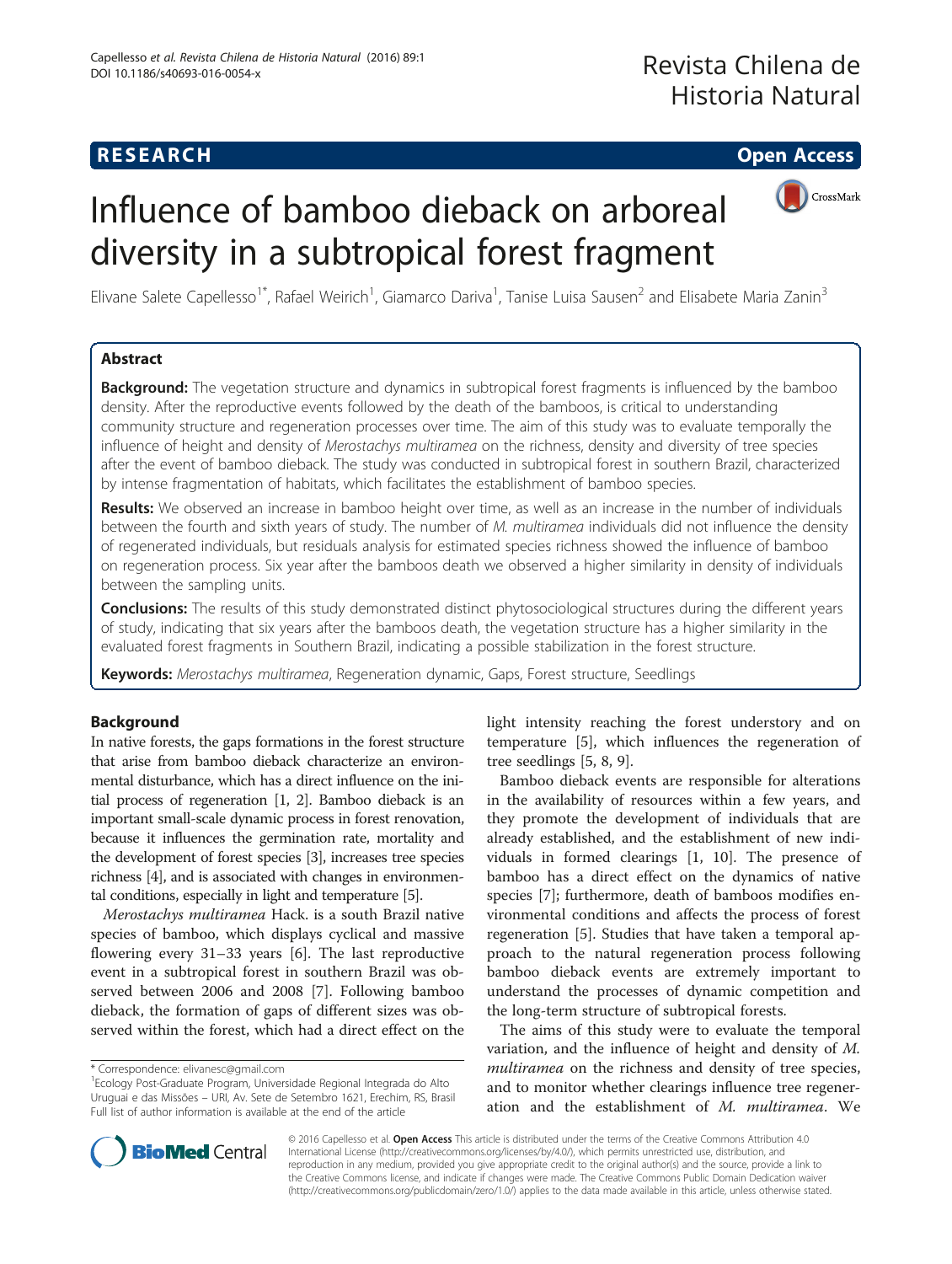**RESEARCH** **Open Access**

# Influence of bamboo dieback on arboreal diversity in a subtropical forest fragment

Elivane Salete Capellesso[1*], Rafael Weirich[1], Giamarco Dariva[1], Tanise Luisa Sausen[2] and Elisabete Maria Zanin[3]

## Abstract

**Background:** The vegetation structure and dynamics in subtropical forest fragments is influenced by the bamboo density. After the reproductive events followed by the death of the bamboos, is critical to understanding community structure and regeneration processes over time. The aim of this study was to evaluate temporally the influence of height and density of *Merostachys multiramea* on the richness, density and diversity of tree species after the event of bamboo dieback. The study was conducted in subtropical forest in southern Brazil, characterized by intense fragmentation of habitats, which facilitates the establishment of bamboo species.

**Results:** We observed an increase in bamboo height over time, as well as an increase in the number of individuals between the fourth and sixth years of study. The number of *M. multiramea* individuals did not influence the density of regenerated individuals, but residuals analysis for estimated species richness showed the influence of bamboo on regeneration process. Six year after the bamboos death we observed a higher similarity in density of individuals between the sampling units.

**Conclusions:** The results of this study demonstrated distinct phytosociological structures during the different years of study, indicating that six years after the bamboos death, the vegetation structure has a higher similarity in the evaluated forest fragments in Southern Brazil, indicating a possible stabilization in the forest structure.

**Keywords:** *Merostachys multiramea*, Regeneration dynamic, Gaps, Forest structure, Seedlings

## Background

In native forests, the gaps formations in the forest structure that arise from bamboo dieback characterize an environmental disturbance, which has a direct influence on the initial process of regeneration [1, 2]. Bamboo dieback is an important small-scale dynamic process in forest renovation, because it influences the germination rate, mortality and the development of forest species [3], increases tree species richness [4], and is associated with changes in environmental conditions, especially in light and temperature [5].

*Merostachys multiramea* Hack. is a south Brazil native species of bamboo, which displays cyclical and massive flowering every 31–33 years [6]. The last reproductive event in a subtropical forest in southern Brazil was observed between 2006 and 2008 [7]. Following bamboo dieback, the formation of gaps of different sizes was observed within the forest, which had a direct effect on the light intensity reaching the forest understory and on temperature [5], which influences the regeneration of tree seedlings [5, 8, 9].

Bamboo dieback events are responsible for alterations in the availability of resources within a few years, and they promote the development of individuals that are already established, and the establishment of new individuals in formed clearings [1, 10]. The presence of bamboo has a direct effect on the dynamics of native species [7]; furthermore, death of bamboos modifies environmental conditions and affects the process of forest regeneration [5]. Studies that have taken a temporal approach to the natural regeneration process following bamboo dieback events are extremely important to understand the processes of dynamic competition and the long-term structure of subtropical forests.

The aims of this study were to evaluate the temporal variation, and the influence of height and density of *M. multiramea* on the richness and density of tree species, and to monitor whether clearings influence tree regeneration and the establishment of *M. multiramea*. We

\* Correspondence: elivanesc@gmail.com
[1]Ecology Post-Graduate Program, Universidade Regional Integrada do Alto Uruguai e das Missões – URI, Av. Sete de Setembro 1621, Erechim, RS, Brasil
Full list of author information is available at the end of the article

© 2016 Capellesso et al. **Open Access** This article is distributed under the terms of the Creative Commons Attribution 4.0 International License (http://creativecommons.org/licenses/by/4.0/), which permits unrestricted use, distribution, and reproduction in any medium, provided you give appropriate credit to the original author(s) and the source, provide a link to the Creative Commons license, and indicate if changes were made. The Creative Commons Public Domain Dedication waiver (http://creativecommons.org/publicdomain/zero/1.0/) applies to the data made available in this article, unless otherwise stated.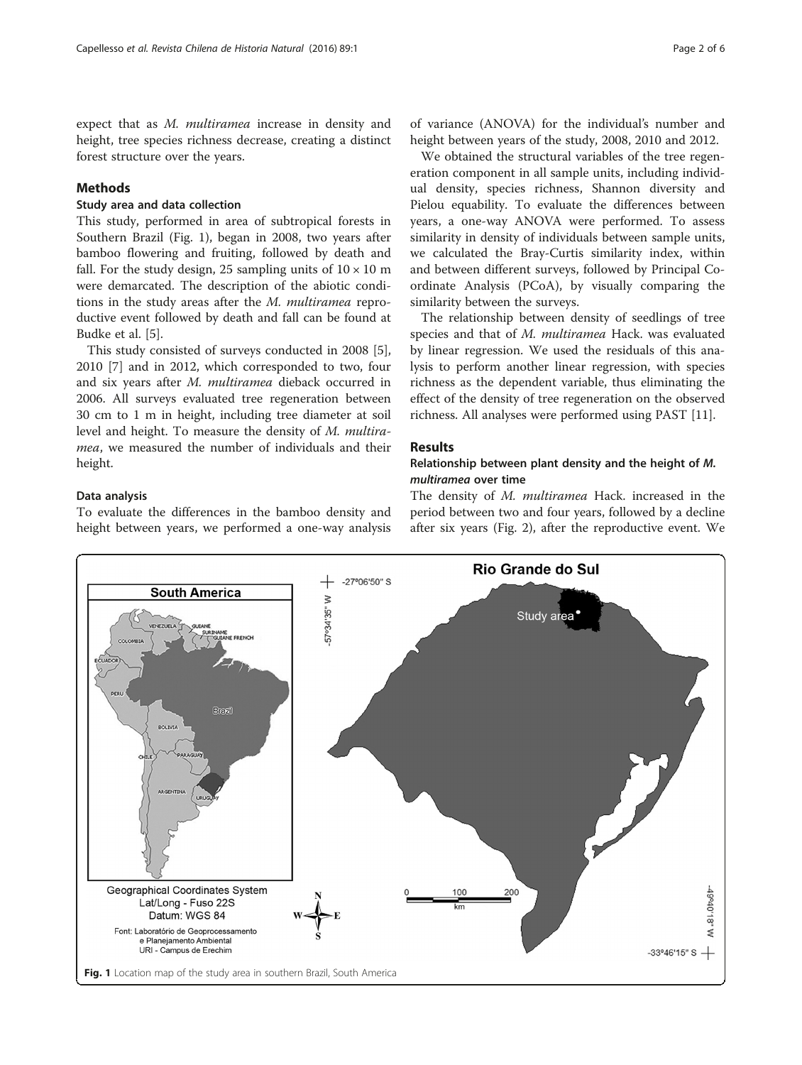expect that as *M. multiramea* increase in density and height, tree species richness decrease, creating a distinct forest structure over the years.

## Methods

### Study area and data collection

This study, performed in area of subtropical forests in Southern Brazil (Fig. 1), began in 2008, two years after bamboo flowering and fruiting, followed by death and fall. For the study design, 25 sampling units of $10 \times 10$ m were demarcated. The description of the abiotic conditions in the study areas after the *M. multiramea* reproductive event followed by death and fall can be found at Budke et al. [5].

This study consisted of surveys conducted in 2008 [5], 2010 [7] and in 2012, which corresponded to two, four and six years after *M. multiramea* dieback occurred in 2006. All surveys evaluated tree regeneration between 30 cm to 1 m in height, including tree diameter at soil level and height. To measure the density of *M. multiramea*, we measured the number of individuals and their height.

### Data analysis

To evaluate the differences in the bamboo density and height between years, we performed a one-way analysis of variance (ANOVA) for the individual's number and height between years of the study, 2008, 2010 and 2012.

We obtained the structural variables of the tree regeneration component in all sample units, including individual density, species richness, Shannon diversity and Pielou equability. To evaluate the differences between years, a one-way ANOVA were performed. To assess similarity in density of individuals between sample units, we calculated the Bray-Curtis similarity index, within and between different surveys, followed by Principal Coordinate Analysis (PCoA), by visually comparing the similarity between the surveys.

The relationship between density of seedlings of tree species and that of *M. multiramea* Hack. was evaluated by linear regression. We used the residuals of this analysis to perform another linear regression, with species richness as the dependent variable, thus eliminating the effect of the density of tree regeneration on the observed richness. All analyses were performed using PAST [11].

## Results

### Relationship between plant density and the height of *M. multiramea* over time

The density of *M. multiramea* Hack. increased in the period between two and four years, followed by a decline after six years (Fig. 2), after the reproductive event. We

Fig. 1 Location map of the study area in southern Brazil, South America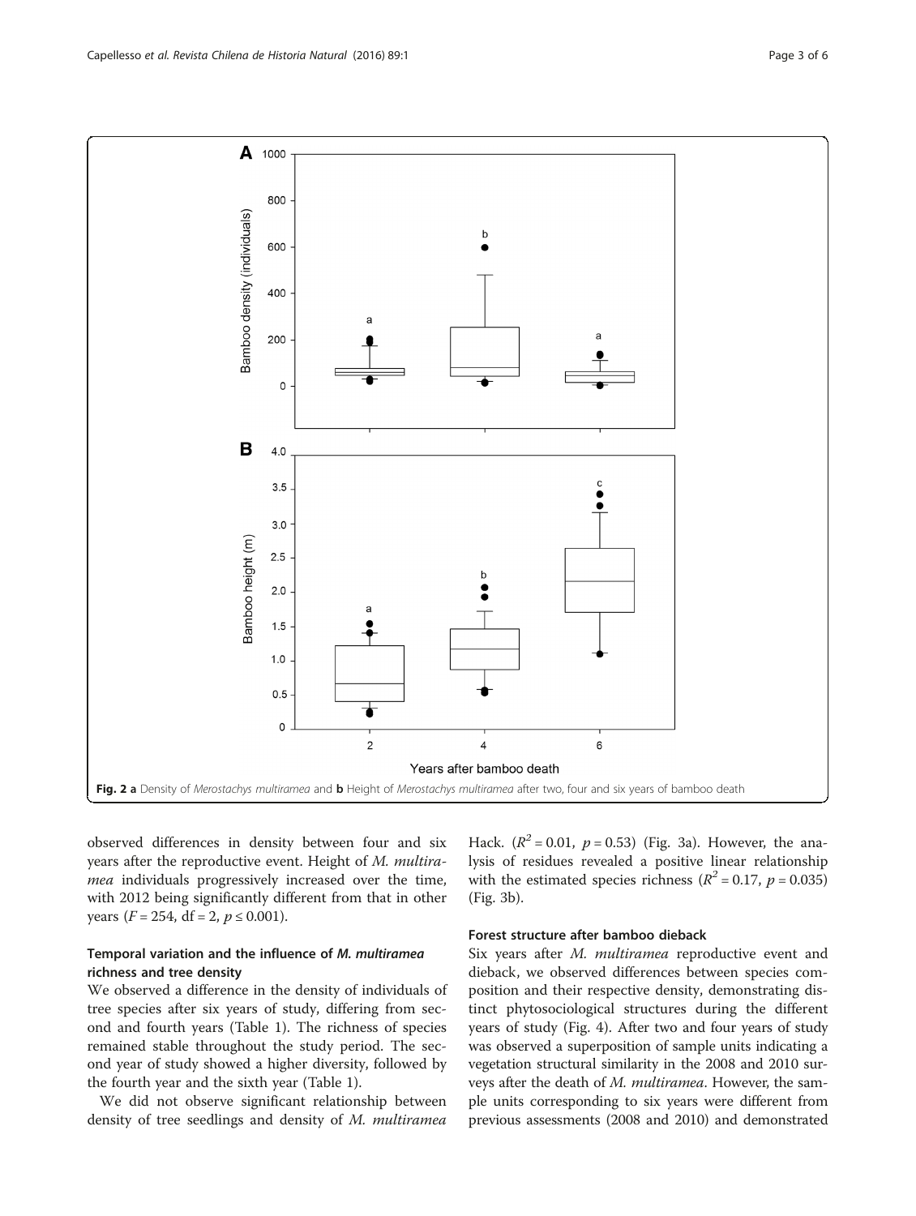Fig. 2 **a** Density of *Merostachys multiramea* and **b** Height of *Merostachys multiramea* after two, four and six years of bamboo death

observed differences in density between four and six years after the reproductive event. Height of *M. multiramea* individuals progressively increased over the time, with 2012 being significantly different from that in other years ($F = 254$, df = 2, $p \leq 0.001$).

### Temporal variation and the influence of *M. multiramea* richness and tree density

We observed a difference in the density of individuals of tree species after six years of study, differing from second and fourth years (Table 1). The richness of species remained stable throughout the study period. The second year of study showed a higher diversity, followed by the fourth year and the sixth year (Table 1).

We did not observe significant relationship between density of tree seedlings and density of *M. multiramea* Hack. ($R^2 = 0.01$, $p = 0.53$) (Fig. 3a). However, the analysis of residues revealed a positive linear relationship with the estimated species richness ($R^2 = 0.17$, $p = 0.035$) (Fig. 3b).

### Forest structure after bamboo dieback

Six years after *M. multiramea* reproductive event and dieback, we observed differences between species composition and their respective density, demonstrating distinct phytosociological structures during the different years of study (Fig. 4). After two and four years of study was observed a superposition of sample units indicating a vegetation structural similarity in the 2008 and 2010 surveys after the death of *M. multiramea*. However, the sample units corresponding to six years were different from previous assessments (2008 and 2010) and demonstrated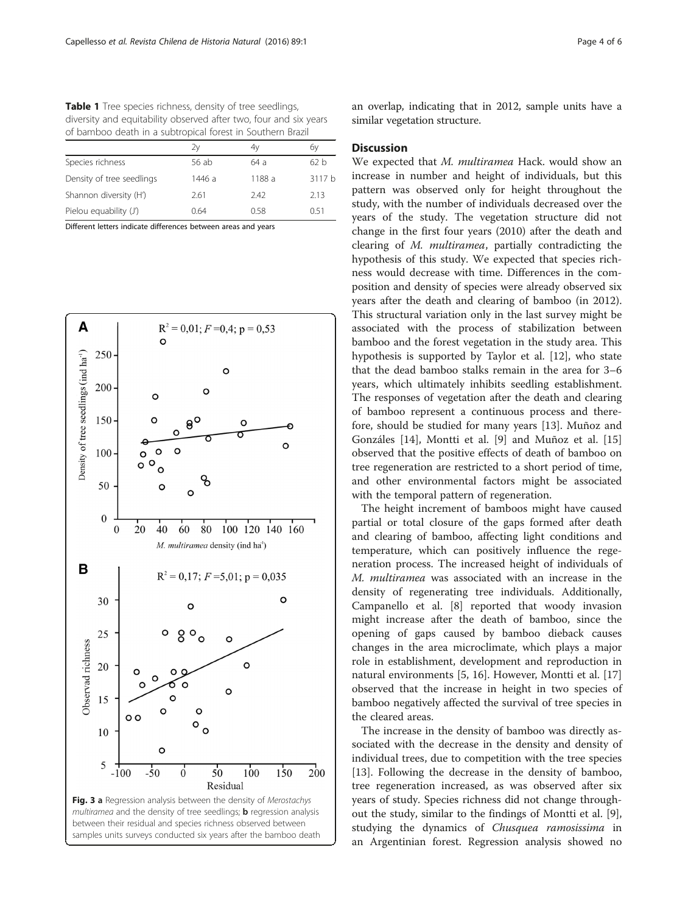**Table 1** Tree species richness, density of tree seedlings, diversity and equitability observed after two, four and six years of bamboo death in a subtropical forest in Southern Brazil

| | 2y | 4y | 6y |
|---|---|---|---|
| Species richness | 56 ab | 64 a | 62 b |
| Density of tree seedlings | 1446 a | 1188 a | 3117 b |
| Shannon diversity (H') | 2.61 | 2.42 | 2.13 |
| Pielou equability (J') | 0.64 | 0.58 | 0.51 |

Different letters indicate differences between areas and years

**Fig. 3** **a** Regression analysis between the density of *Merostachys multiramea* and the density of tree seedlings; **b** regression analysis between their residual and species richness observed between samples units surveys conducted six years after the bamboo death

an overlap, indicating that in 2012, sample units have a similar vegetation structure.

## Discussion

We expected that *M. multiramea* Hack. would show an increase in number and height of individuals, but this pattern was observed only for height throughout the study, with the number of individuals decreased over the years of the study. The vegetation structure did not change in the first four years (2010) after the death and clearing of *M. multiramea*, partially contradicting the hypothesis of this study. We expected that species richness would decrease with time. Differences in the composition and density of species were already observed six years after the death and clearing of bamboo (in 2012). This structural variation only in the last survey might be associated with the process of stabilization between bamboo and the forest vegetation in the study area. This hypothesis is supported by Taylor et al. [12], who state that the dead bamboo stalks remain in the area for 3–6 years, which ultimately inhibits seedling establishment. The responses of vegetation after the death and clearing of bamboo represent a continuous process and therefore, should be studied for many years [13]. Muñoz and Gonzáles [14], Montti et al. [9] and Muñoz et al. [15] observed that the positive effects of death of bamboo on tree regeneration are restricted to a short period of time, and other environmental factors might be associated with the temporal pattern of regeneration.

The height increment of bamboos might have caused partial or total closure of the gaps formed after death and clearing of bamboo, affecting light conditions and temperature, which can positively influence the regeneration process. The increased height of individuals of *M. multiramea* was associated with an increase in the density of regenerating tree individuals. Additionally, Campanello et al. [8] reported that woody invasion might increase after the death of bamboo, since the opening of gaps caused by bamboo dieback causes changes in the area microclimate, which plays a major role in establishment, development and reproduction in natural environments [5, 16]. However, Montti et al. [17] observed that the increase in height in two species of bamboo negatively affected the survival of tree species in the cleared areas.

The increase in the density of bamboo was directly associated with the decrease in the density and density of individual trees, due to competition with the tree species [13]. Following the decrease in the density of bamboo, tree regeneration increased, as was observed after six years of study. Species richness did not change throughout the study, similar to the findings of Montti et al. [9], studying the dynamics of *Chusquea ramosissima* in an Argentinian forest. Regression analysis showed no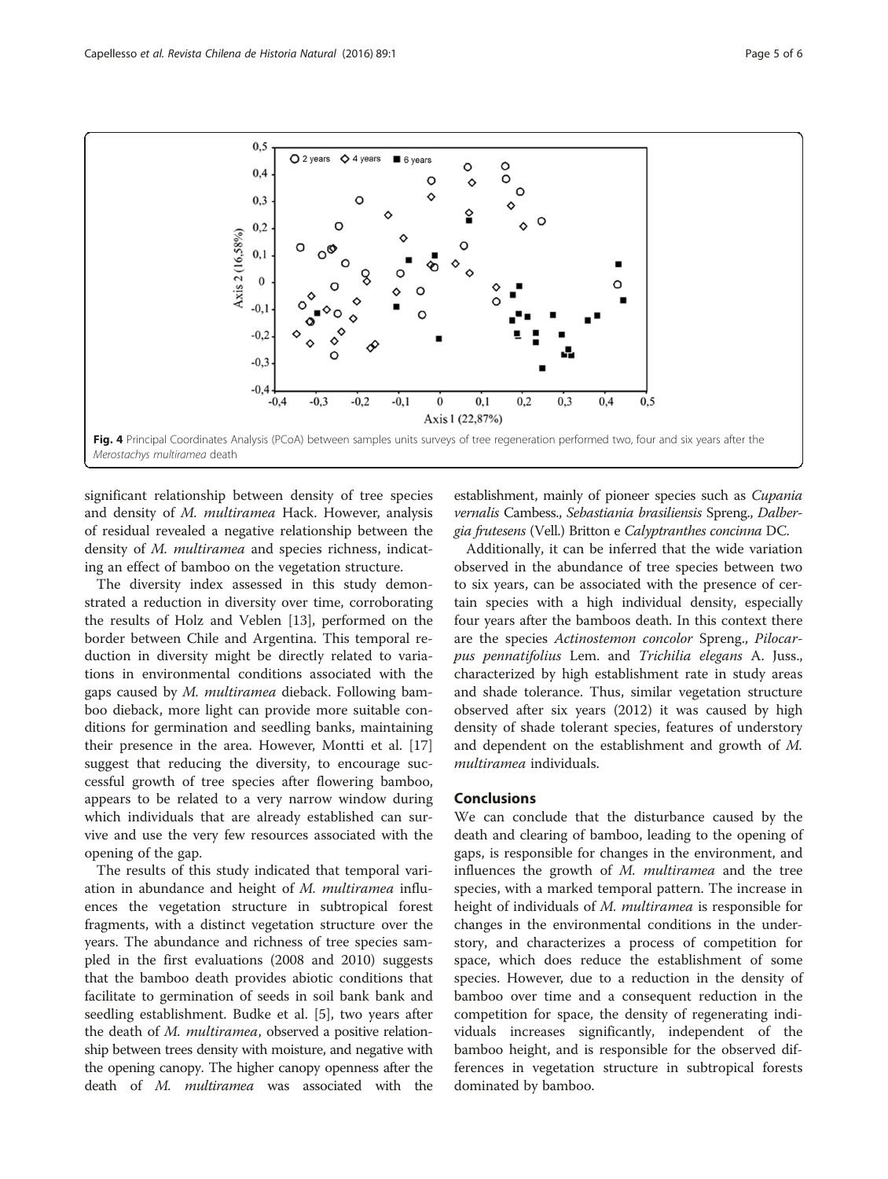0,5
2 years 4 years 6 years
0,4
0,3
0,2
0,1
0
-0,1
-0,2
-0,3
-0,4
-0,4 -0,3 -0,2 -0,1 0 0,1 0,2 0,3 0,4 0,5
Axis 1 (22,87%)
Axis 2 (16,58%)

**Fig. 4** Principal Coordinates Analysis (PCoA) between samples units surveys of tree regeneration performed two, four and six years after the *Merostachys multiramea* death

significant relationship between density of tree species and density of *M. multiramea* Hack. However, analysis of residual revealed a negative relationship between the density of *M. multiramea* and species richness, indicating an effect of bamboo on the vegetation structure.

The diversity index assessed in this study demonstrated a reduction in diversity over time, corroborating the results of Holz and Veblen [13], performed on the border between Chile and Argentina. This temporal reduction in diversity might be directly related to variations in environmental conditions associated with the gaps caused by *M. multiramea* dieback. Following bamboo dieback, more light can provide more suitable conditions for germination and seedling banks, maintaining their presence in the area. However, Montti et al. [17] suggest that reducing the diversity, to encourage successful growth of tree species after flowering bamboo, appears to be related to a very narrow window during which individuals that are already established can survive and use the very few resources associated with the opening of the gap.

The results of this study indicated that temporal variation in abundance and height of *M. multiramea* influences the vegetation structure in subtropical forest fragments, with a distinct vegetation structure over the years. The abundance and richness of tree species sampled in the first evaluations (2008 and 2010) suggests that the bamboo death provides abiotic conditions that facilitate to germination of seeds in soil bank bank and seedling establishment. Budke et al. [5], two years after the death of *M. multiramea*, observed a positive relationship between trees density with moisture, and negative with the opening canopy. The higher canopy openness after the death of *M. multiramea* was associated with the establishment, mainly of pioneer species such as *Cupania vernalis* Cambess., *Sebastiania brasiliensis* Spreng., *Dalbergia frutesens* (Vell.) Britton e *Calyptranthes concinna* DC.

Additionally, it can be inferred that the wide variation observed in the abundance of tree species between two to six years, can be associated with the presence of certain species with a high individual density, especially four years after the bamboos death. In this context there are the species *Actinostemon concolor* Spreng., *Pilocarpus pennatifolius* Lem. and *Trichilia elegans* A. Juss., characterized by high establishment rate in study areas and shade tolerance. Thus, similar vegetation structure observed after six years (2012) it was caused by high density of shade tolerant species, features of understory and dependent on the establishment and growth of *M. multiramea* individuals.

## Conclusions

We can conclude that the disturbance caused by the death and clearing of bamboo, leading to the opening of gaps, is responsible for changes in the environment, and influences the growth of *M. multiramea* and the tree species, with a marked temporal pattern. The increase in height of individuals of *M. multiramea* is responsible for changes in the environmental conditions in the understory, and characterizes a process of competition for space, which does reduce the establishment of some species. However, due to a reduction in the density of bamboo over time and a consequent reduction in the competition for space, the density of regenerating individuals increases significantly, independent of the bamboo height, and is responsible for the observed differences in vegetation structure in subtropical forests dominated by bamboo.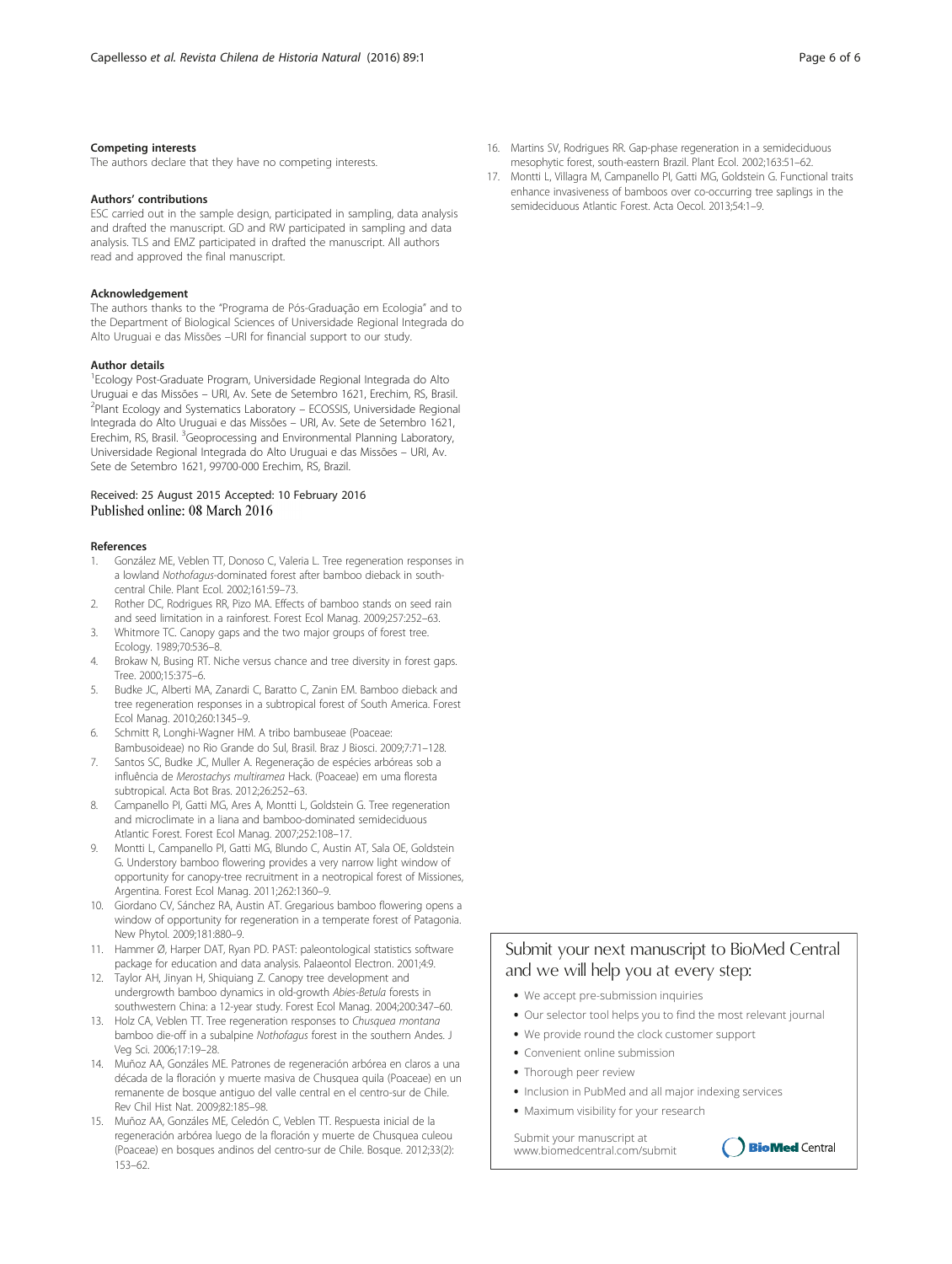#### Competing interests

The authors declare that they have no competing interests.

#### Authors' contributions

ESC carried out in the sample design, participated in sampling, data analysis and drafted the manuscript. GD and RW participated in sampling and data analysis. TLS and EMZ participated in drafted the manuscript. All authors read and approved the final manuscript.

#### Acknowledgement

The authors thanks to the "Programa de Pós-Graduação em Ecologia" and to the Department of Biological Sciences of Universidade Regional Integrada do Alto Uruguai e das Missões –URI for financial support to our study.

#### Author details

[1]Ecology Post-Graduate Program, Universidade Regional Integrada do Alto Uruguai e das Missões – URI, Av. Sete de Setembro 1621, Erechim, RS, Brasil. [2]Plant Ecology and Systematics Laboratory – ECOSSIS, Universidade Regional Integrada do Alto Uruguai e das Missões – URI, Av. Sete de Setembro 1621, Erechim, RS, Brasil. [3]Geoprocessing and Environmental Planning Laboratory, Universidade Regional Integrada do Alto Uruguai e das Missões – URI, Av. Sete de Setembro 1621, 99700-000 Erechim, RS, Brazil.

Received: 25 August 2015 Accepted: 10 February 2016
Published online: 08 March 2016

#### References

1. González ME, Veblen TT, Donoso C, Valeria L. Tree regeneration responses in a lowland *Nothofagus*-dominated forest after bamboo dieback in south-central Chile. Plant Ecol. 2002;161:59–73.
2. Rother DC, Rodrigues RR, Pizo MA. Effects of bamboo stands on seed rain and seed limitation in a rainforest. Forest Ecol Manag. 2009;257:252–63.
3. Whitmore TC. Canopy gaps and the two major groups of forest tree. Ecology. 1989;70:536–8.
4. Brokaw N, Busing RT. Niche versus chance and tree diversity in forest gaps. Tree. 2000;15:375–6.
5. Budke JC, Alberti MA, Zanardi C, Baratto C, Zanin EM. Bamboo dieback and tree regeneration responses in a subtropical forest of South America. Forest Ecol Manag. 2010;260:1345–9.
6. Schmitt R, Longhi-Wagner HM. A tribo bambuseae (Poaceae: Bambusoideae) no Rio Grande do Sul, Brasil. Braz J Biosci. 2009;7:71–128.
7. Santos SC, Budke JC, Muller A. Regeneração de espécies arbóreas sob a influência de *Merostachys multiramea* Hack. (Poaceae) em uma floresta subtropical. Acta Bot Bras. 2012;26:252–63.
8. Campanello PI, Gatti MG, Ares A, Montti L, Goldstein G. Tree regeneration and microclimate in a liana and bamboo-dominated semideciduous Atlantic Forest. Forest Ecol Manag. 2007;252:108–17.
9. Montti L, Campanello PI, Gatti MG, Blundo C, Austin AT, Sala OE, Goldstein G. Understory bamboo flowering provides a very narrow light window of opportunity for canopy-tree recruitment in a neotropical forest of Missiones, Argentina. Forest Ecol Manag. 2011;262:1360–9.
10. Giordano CV, Sánchez RA, Austin AT. Gregarious bamboo flowering opens a window of opportunity for regeneration in a temperate forest of Patagonia. New Phytol. 2009;181:880–9.
11. Hammer Ø, Harper DAT, Ryan PD. PAST: paleontological statistics software package for education and data analysis. Palaeontol Electron. 2001;4:9.
12. Taylor AH, Jinyan H, Shiquiang Z. Canopy tree development and undergrowth bamboo dynamics in old-growth *Abies-Betula* forests in southwestern China: a 12-year study. Forest Ecol Manag. 2004;200:347–60.
13. Holz CA, Veblen TT. Tree regeneration responses to *Chusquea montana* bamboo die-off in a subalpine *Nothofagus* forest in the southern Andes. J Veg Sci. 2006;17:19–28.
14. Muñoz AA, Gonzáles ME. Patrones de regeneración arbórea en claros a una década de la floración y muerte masiva de Chusquea quila (Poaceae) en un remanente de bosque antiguo del valle central en el centro-sur de Chile. Rev Chil Hist Nat. 2009;82:185–98.
15. Muñoz AA, Gonzáles ME, Celedón C, Veblen TT. Respuesta inicial de la regeneración arbórea luego de la floración y muerte de Chusquea culeou (Poaceae) en bosques andinos del centro-sur de Chile. Bosque. 2012;33(2): 153–62.
16. Martins SV, Rodrigues RR. Gap-phase regeneration in a semideciduous mesophytic forest, south-eastern Brazil. Plant Ecol. 2002;163:51–62.
17. Montti L, Villagra M, Campanello PI, Gatti MG, Goldstein G. Functional traits enhance invasiveness of bamboos over co-occurring tree saplings in the semideciduous Atlantic Forest. Acta Oecol. 2013;54:1–9.

Submit your next manuscript to BioMed Central and we will help you at every step:

- We accept pre-submission inquiries
- Our selector tool helps you to find the most relevant journal
- We provide round the clock customer support
- Convenient online submission
- Thorough peer review
- Inclusion in PubMed and all major indexing services
- Maximum visibility for your research

Submit your manuscript at www.biomedcentral.com/submit

BioMed Central